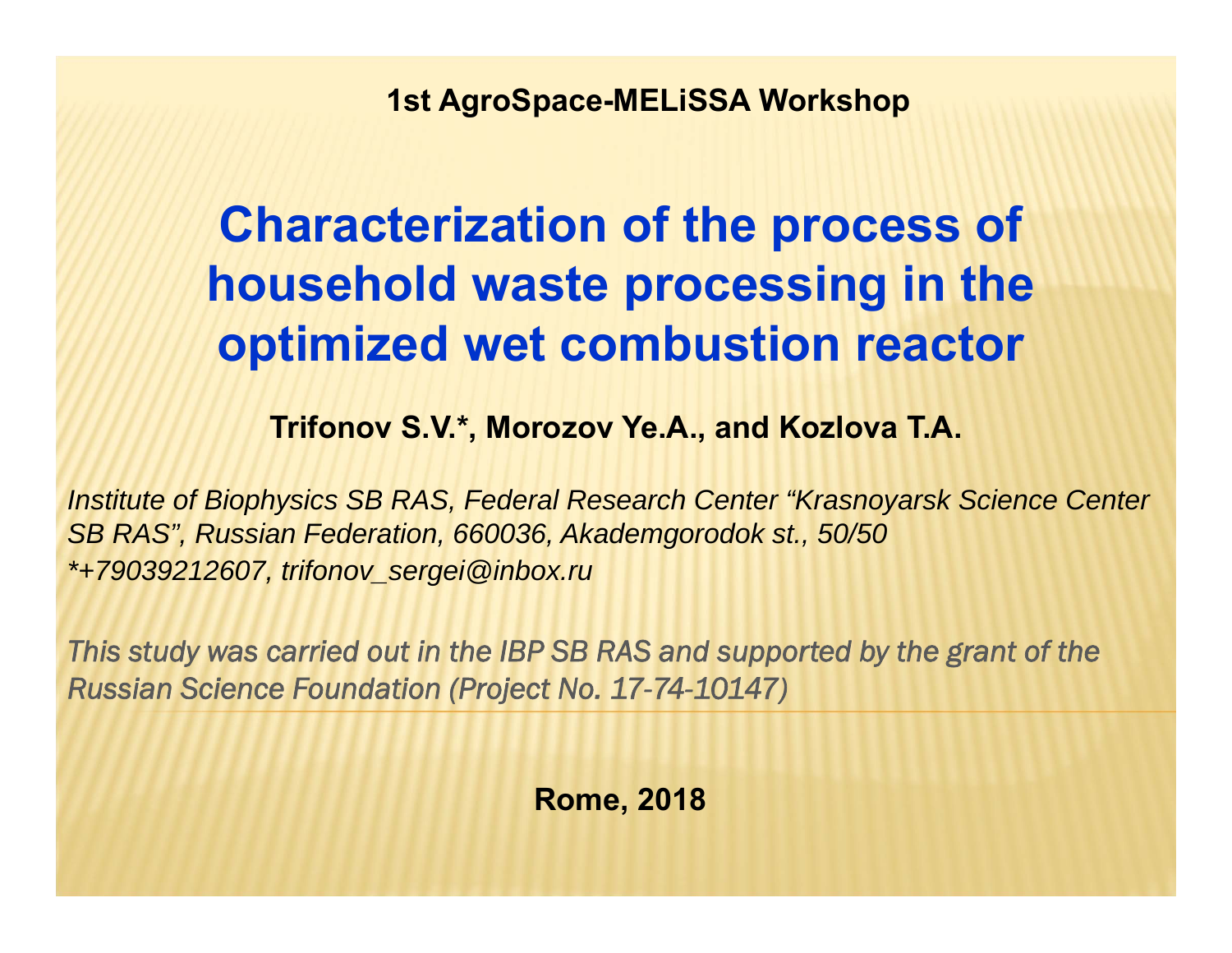**1st AgroSpace-MELiSSA Workshop**

# Characterization of the process of household waste processing in the optimized wet combustion reactor

**Trifonov S.V.*, Morozov Ye.A., and Kozlova T.A.**

*Institute of Biophysics SB RAS, Federal Research Center "Krasnoyarsk Science Center SB RAS", Russian Federation, 660036, Akademgorodok st., 50/50*
*\*+79039212607, trifonov_sergei@inbox.ru*

*This study was carried out in the IBP SB RAS and supported by the grant of the Russian Science Foundation (Project No. 17-74-10147)*

**Rome, 2018**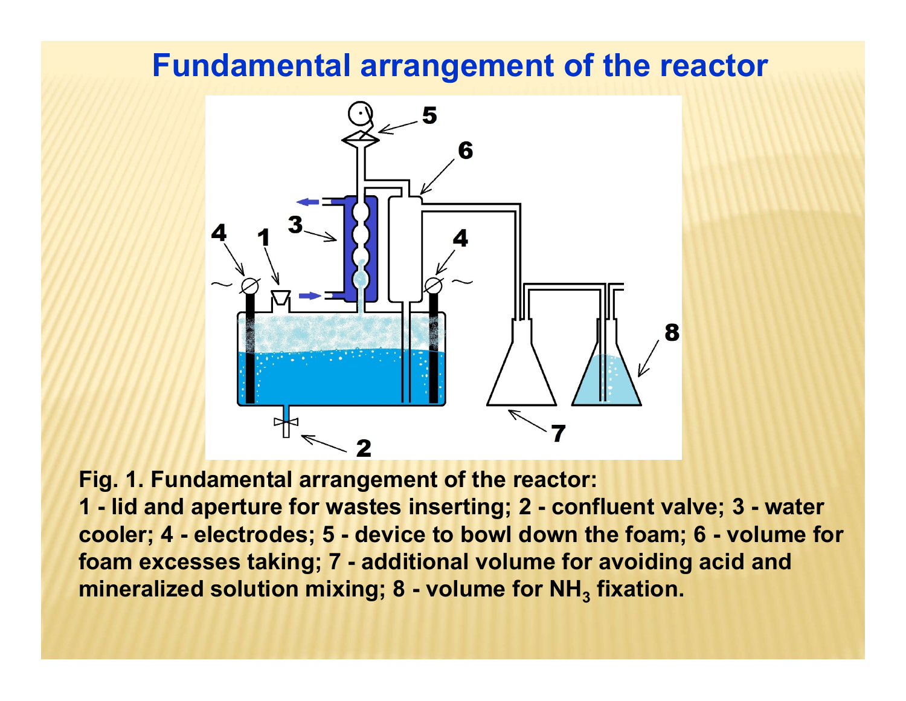# Fundamental arrangement of the reactor

**Fig. 1. Fundamental arrangement of the reactor:**
**1 - lid and aperture for wastes inserting; 2 - confluent valve; 3 - water cooler; 4 - electrodes; 5 - device to bowl down the foam; 6 - volume for foam excesses taking; 7 - additional volume for avoiding acid and mineralized solution mixing; 8 - volume for $NH_3$ fixation.**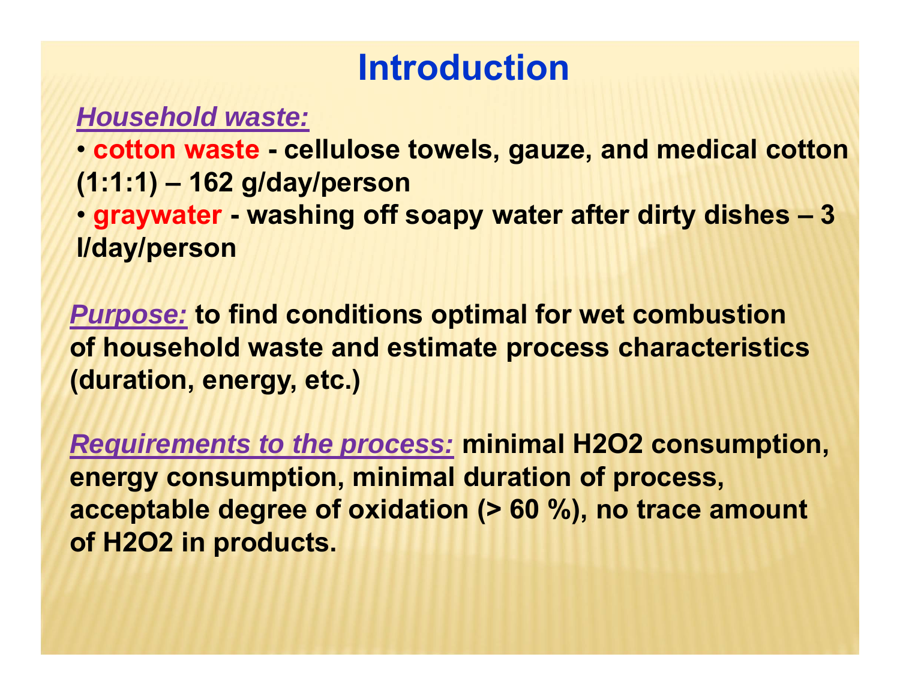# Introduction

***Household waste:***

- **cotton waste - cellulose towels, gauze, and medical cotton (1:1:1) – 162 g/day/person**
- **graywater - washing off soapy water after dirty dishes – 3 l/day/person**

***Purpose:*** **to find conditions optimal for wet combustion of household waste and estimate process characteristics (duration, energy, etc.)**

***Requirements to the process:*** **minimal $H_2O_2$ consumption, energy consumption, minimal duration of process, acceptable degree of oxidation (> 60 %), no trace amount of $H_2O_2$ in products.**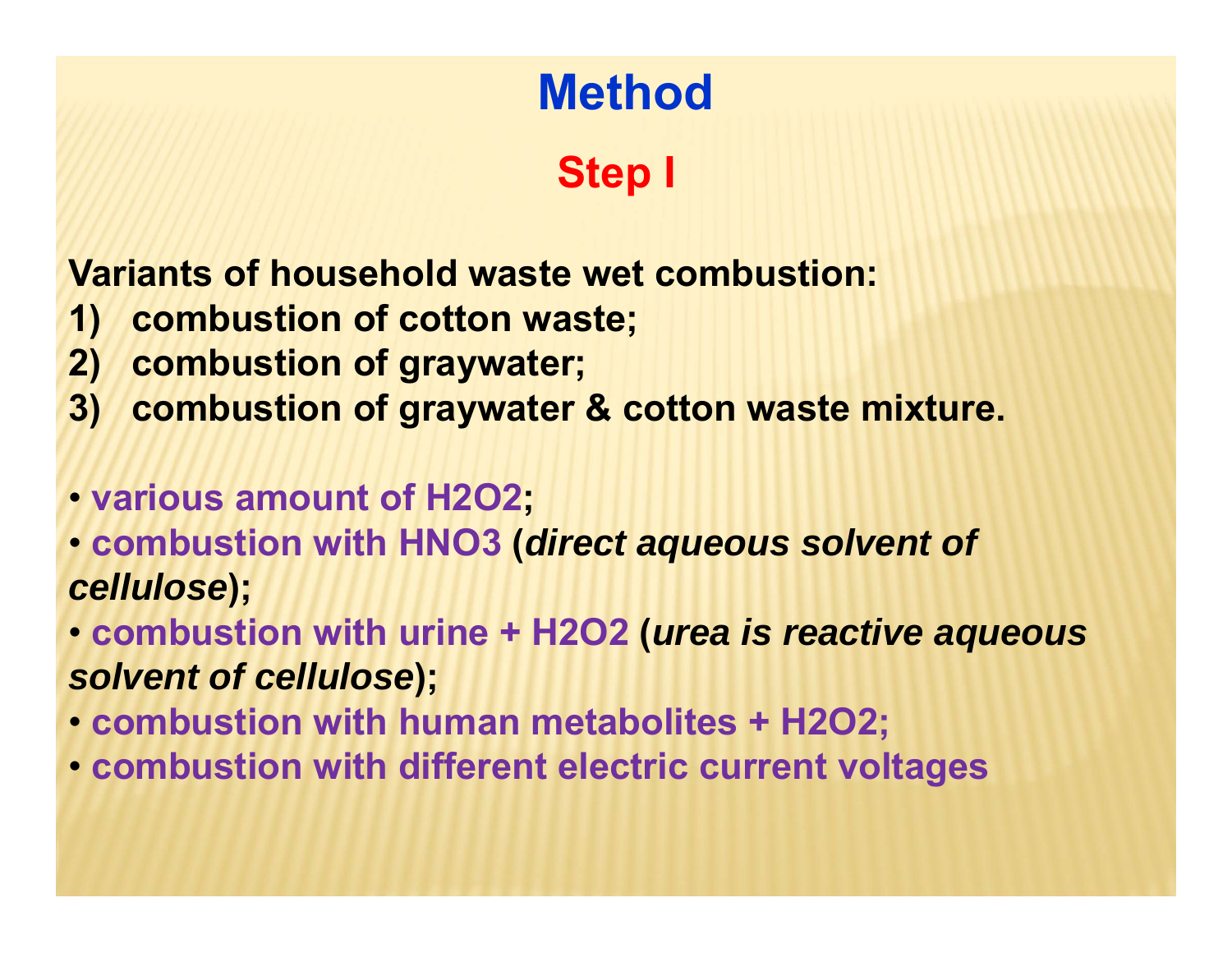# Method

## Step I

**Variants of household waste wet combustion:**

1) **combustion of cotton waste;**
2) **combustion of graywater;**
3) **combustion of graywater & cotton waste mixture.**

- **various amount of $H_2O_2$;**
- **combustion with $HNO_3$ (*direct aqueous solvent of cellulose*);**
- **combustion with urine + $H_2O_2$ (*urea is reactive aqueous solvent of cellulose*);**
- **combustion with human metabolites + $H_2O_2$;**
- **combustion with different electric current voltages**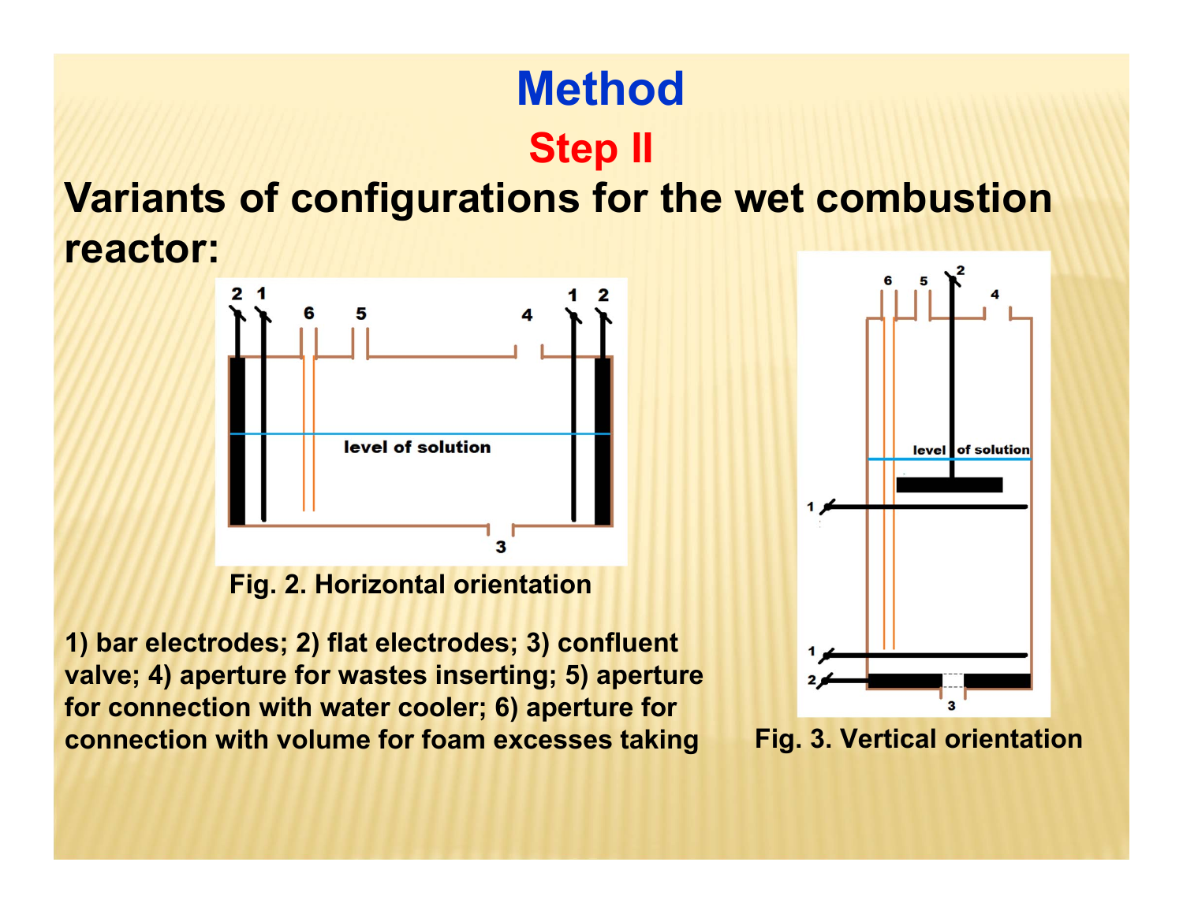# Method

## Step II

### Variants of configurations for the wet combustion reactor:

Fig. 2. Horizontal orientation

1) bar electrodes; 2) flat electrodes; 3) confluent valve; 4) aperture for wastes inserting; 5) aperture for connection with water cooler; 6) aperture for connection with volume for foam excesses taking

Fig. 3. Vertical orientation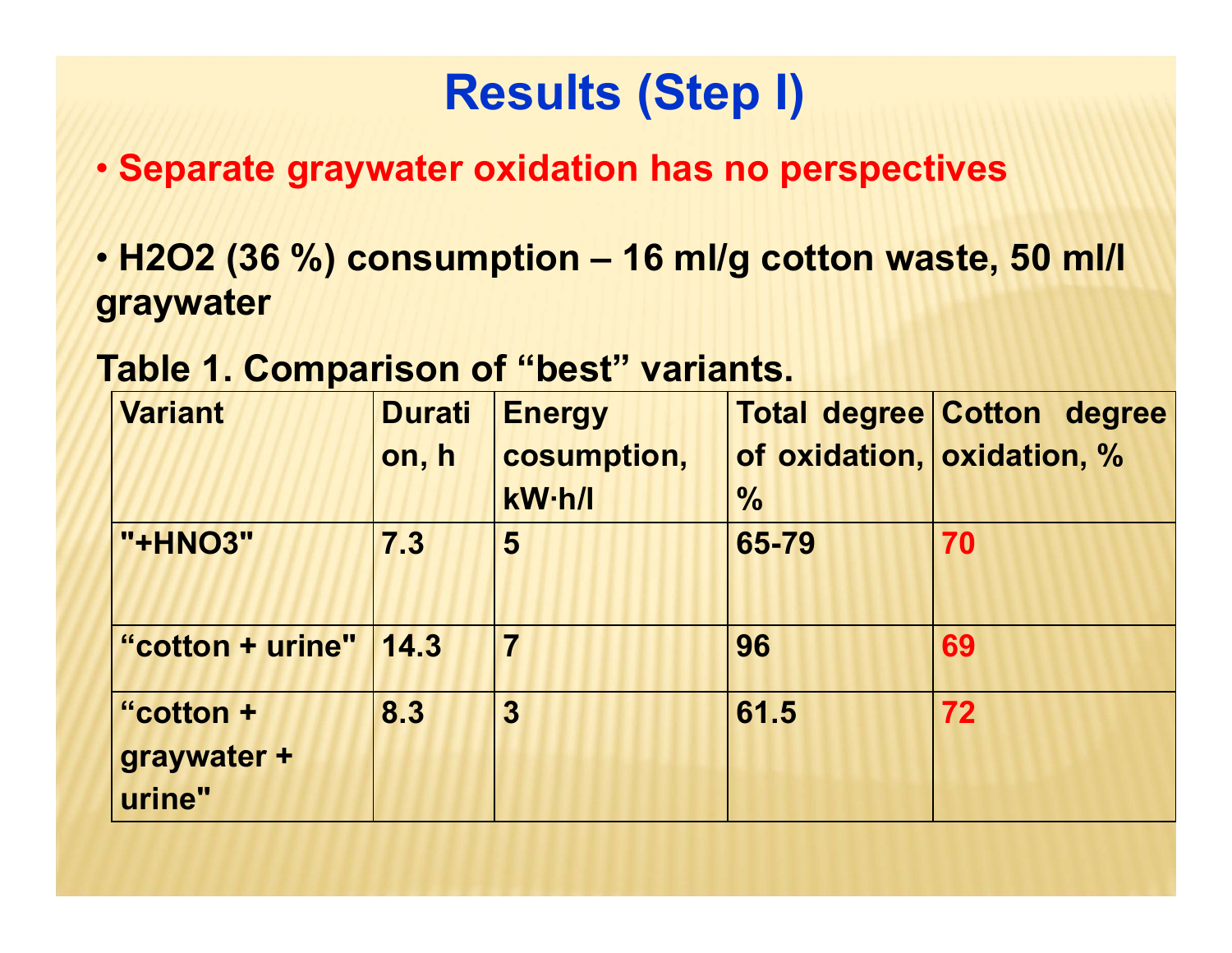# Results (Step I)

- **Separate graywater oxidation has no perspectives**

- **$H_2O_2$ (36 %) consumption – 16 ml/g cotton waste, 50 ml/l graywater**

**Table 1. Comparison of “best” variants.**

| Variant | Duration, h | Energy cosumption, kW·h/l | Total degree of oxidation, % | Cotton degree oxidation, % |
|---|---|---|---|---|
| "+$HNO_3$" | 7.3 | 5 | 65-79 | 70 |
| “cotton + urine" | 14.3 | 7 | 96 | 69 |
| “cotton + graywater + urine" | 8.3 | 3 | 61.5 | 72 |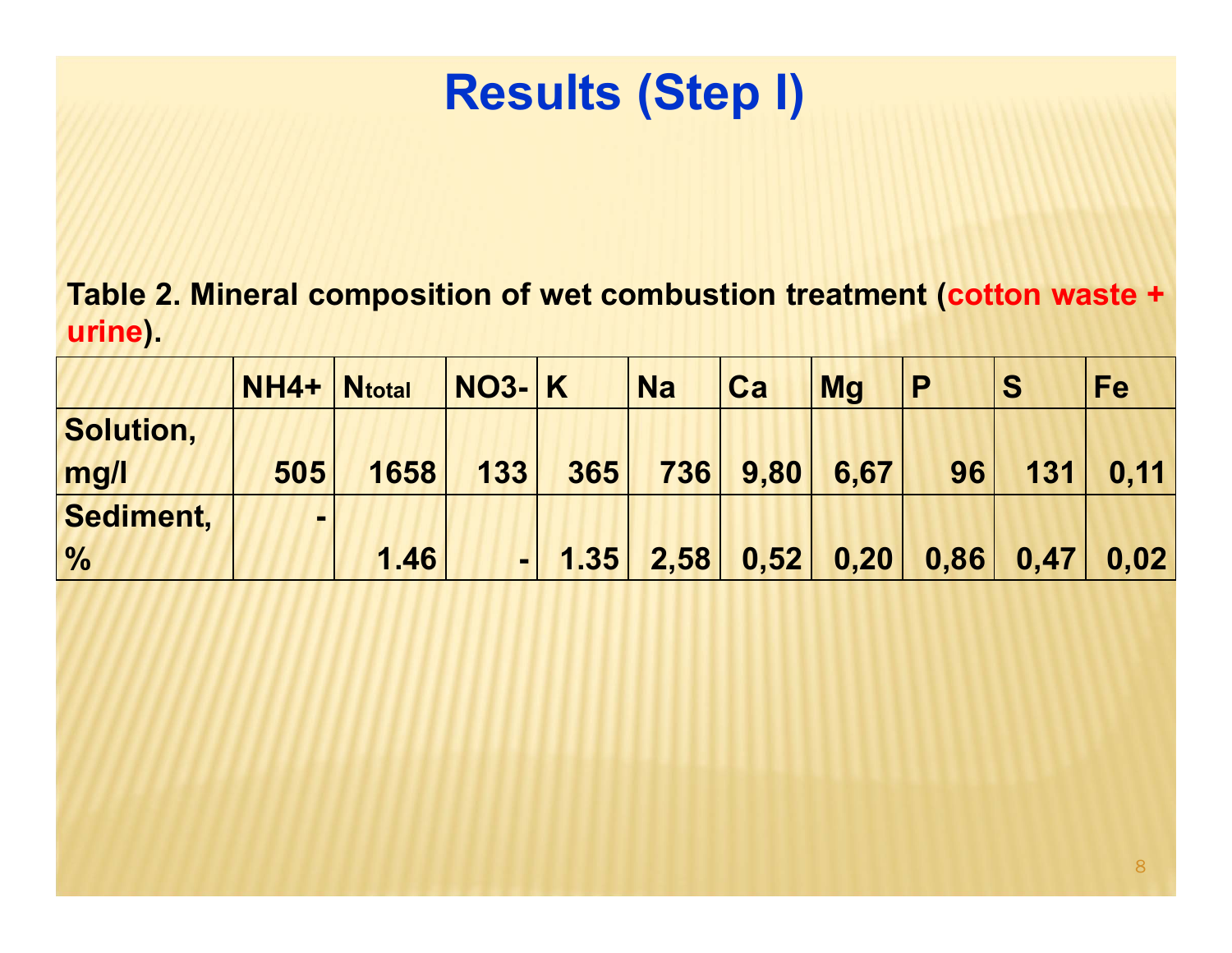# Results (Step I)

**Table 2. Mineral composition of wet combustion treatment (cotton waste + urine).**

| | $NH_4^+$ | $N_{total}$ | $NO_3^-$ | K | Na | Ca | Mg | P | S | Fe |
|---|---|---|---|---|---|---|---|---|---|---|
| Solution, mg/l | 505 | 1658 | 133 | 365 | 736 | 9,80 | 6,67 | 96 | 131 | 0,11 |
| Sediment, % | - | 1.46 | - | 1.35 | 2,58 | 0,52 | 0,20 | 0,86 | 0,47 | 0,02 |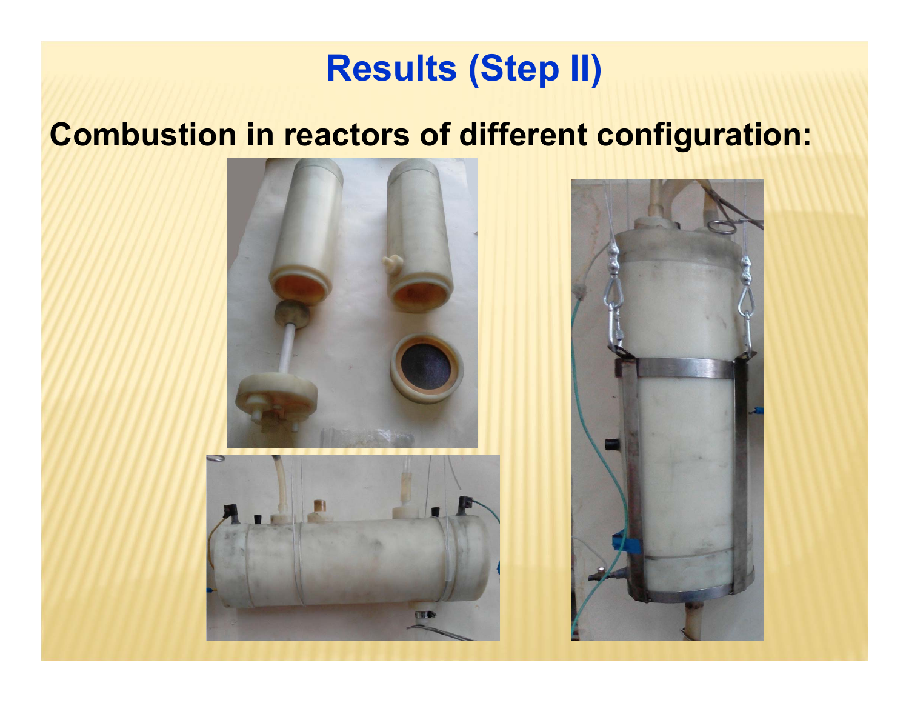# Results (Step II)

**Combustion in reactors of different configuration:**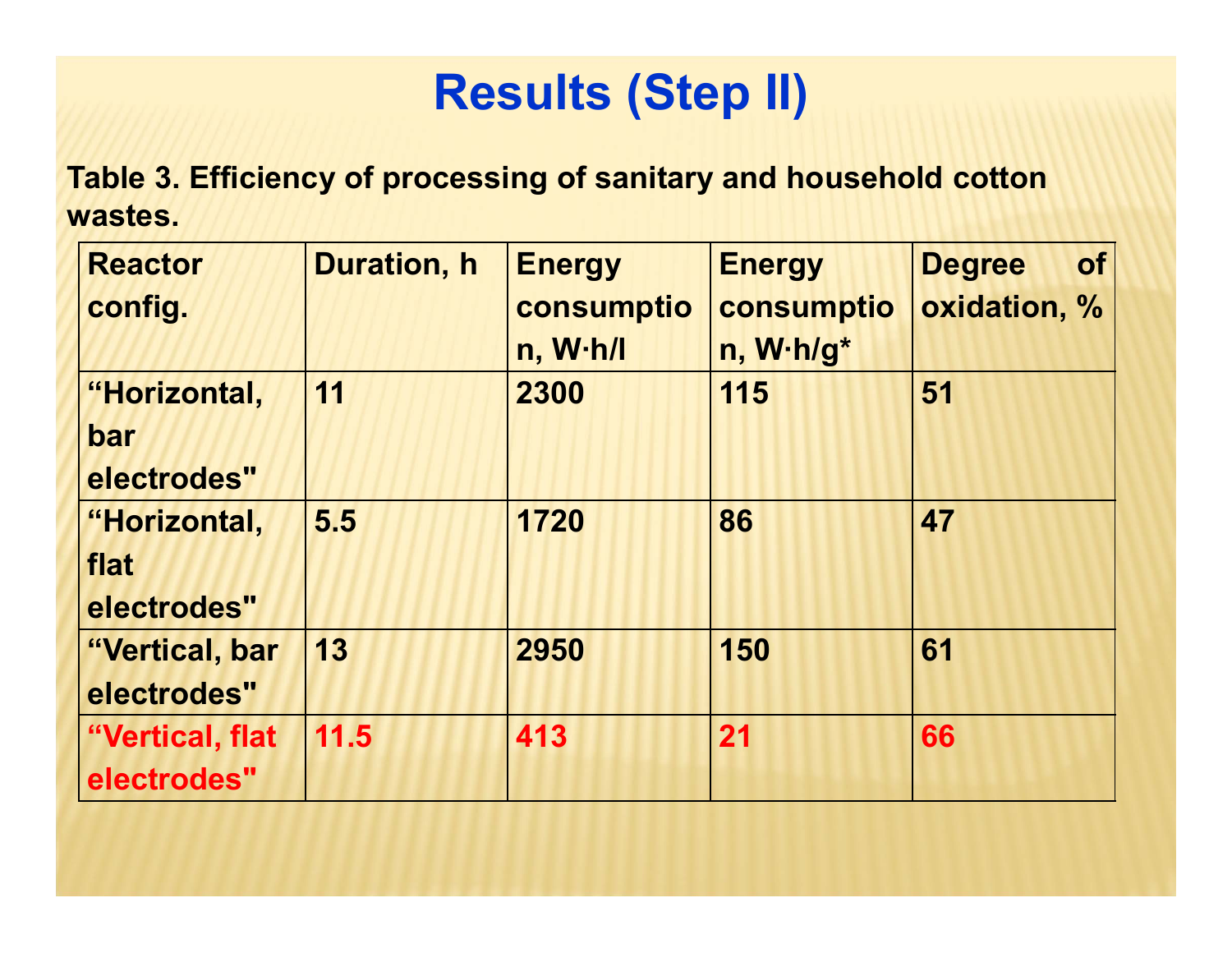# Results (Step II)

**Table 3. Efficiency of processing of sanitary and household cotton wastes.**

| Reactor config. | Duration, h | Energy consumption, W·h/l | Energy consumption, W·h/g* | Degree of oxidation, % |
|---|---|---|---|---|
| "Horizontal, bar electrodes" | 11 | 2300 | 115 | 51 |
| "Horizontal, flat electrodes" | 5.5 | 1720 | 86 | 47 |
| "Vertical, bar electrodes" | 13 | 2950 | 150 | 61 |
| "Vertical, flat electrodes" | 11.5 | 413 | 21 | 66 |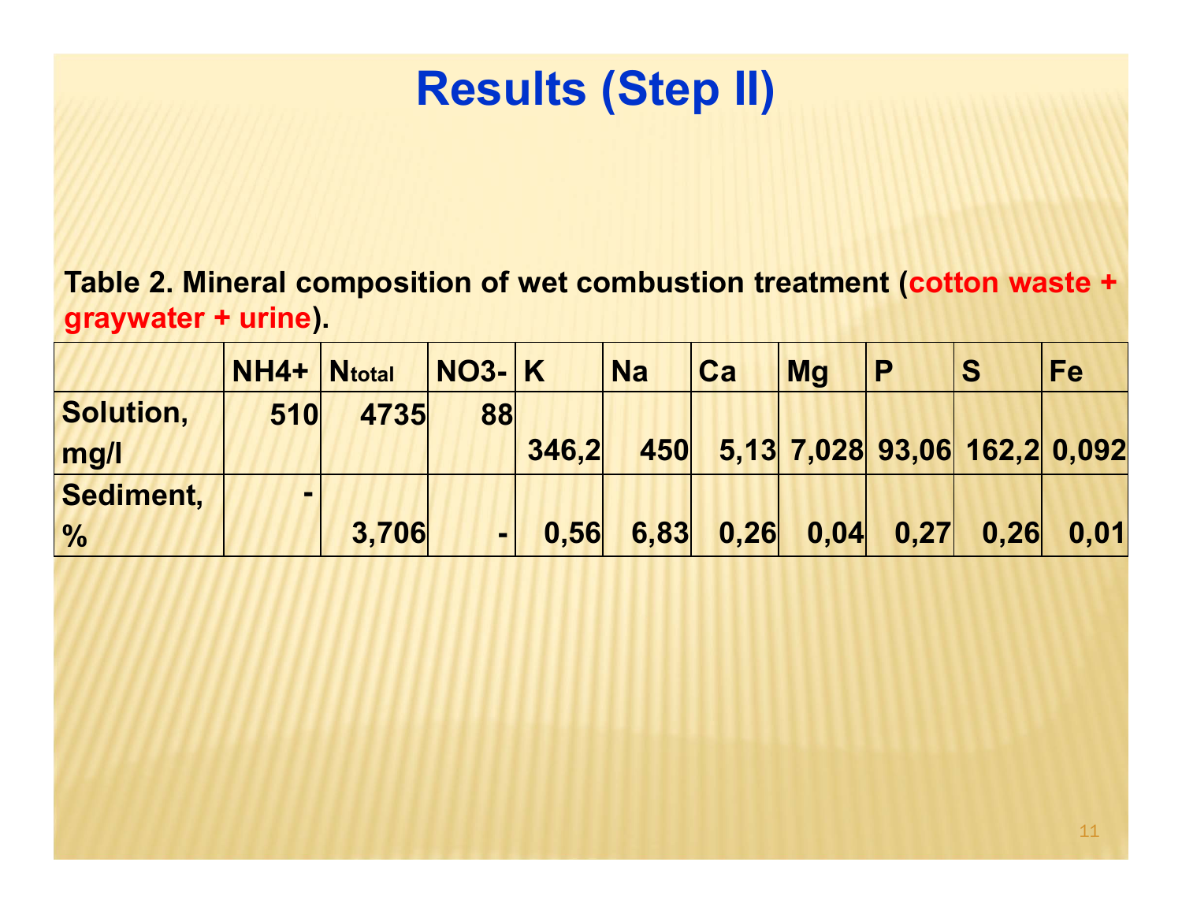# Results (Step II)

**Table 2. Mineral composition of wet combustion treatment (cotton waste + graywater + urine).**

| | $NH_4^+$ | $N_{total}$ | $NO_3^-$ | K | Na | Ca | Mg | P | S | Fe |
|---|---|---|---|---|---|---|---|---|---|---|
| Solution, mg/l | 510 | 4735 | 88 | 346,2 | 450 | 5,13 | 7,028 | 93,06 | 162,2 | 0,092 |
| Sediment, % | - | 3,706 | - | 0,56 | 6,83 | 0,26 | 0,04 | 0,27 | 0,26 | 0,01 |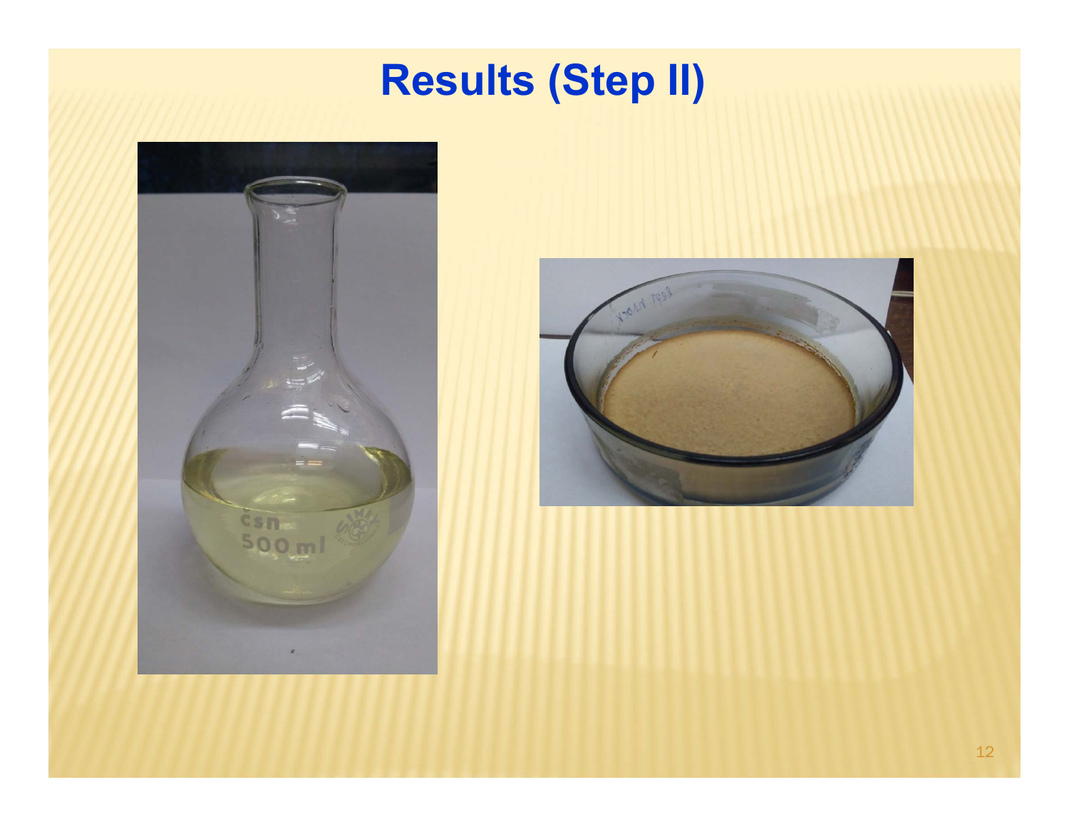# Results (Step II)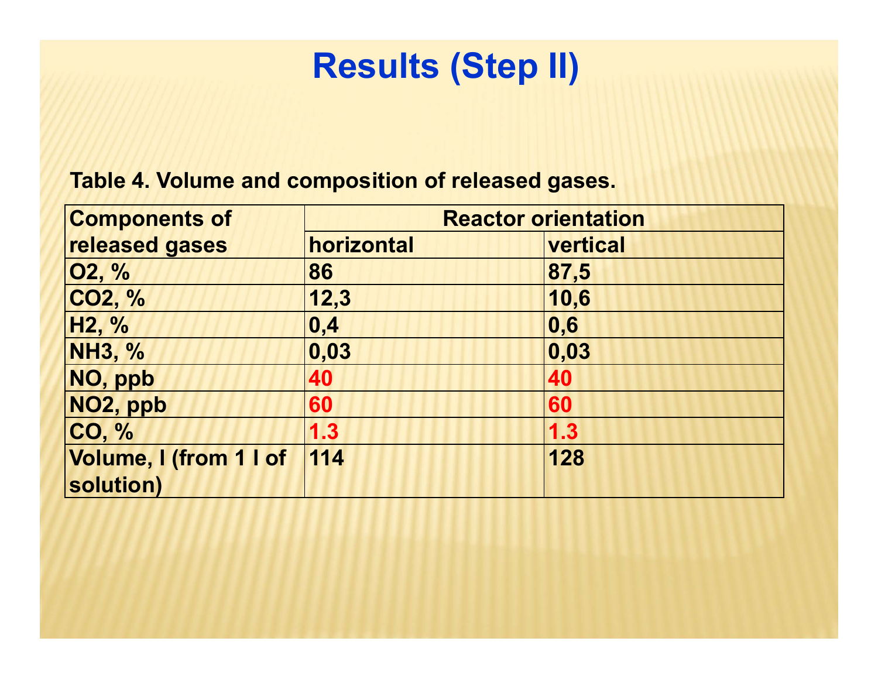# Results (Step II)

**Table 4. Volume and composition of released gases.**

| Components of released gases | Reactor orientation | |
|---|---|---|
| | horizontal | vertical |
| $O_2$, % | 86 | 87,5 |
| $CO_2$, % | 12,3 | 10,6 |
| $H_2$, % | 0,4 | 0,6 |
| $NH_3$, % | 0,03 | 0,03 |
| NO, ppb | 40 | 40 |
| $NO_2$, ppb | 60 | 60 |
| CO, % | 1.3 | 1.3 |
| Volume, l (from 1 l of solution) | 114 | 128 |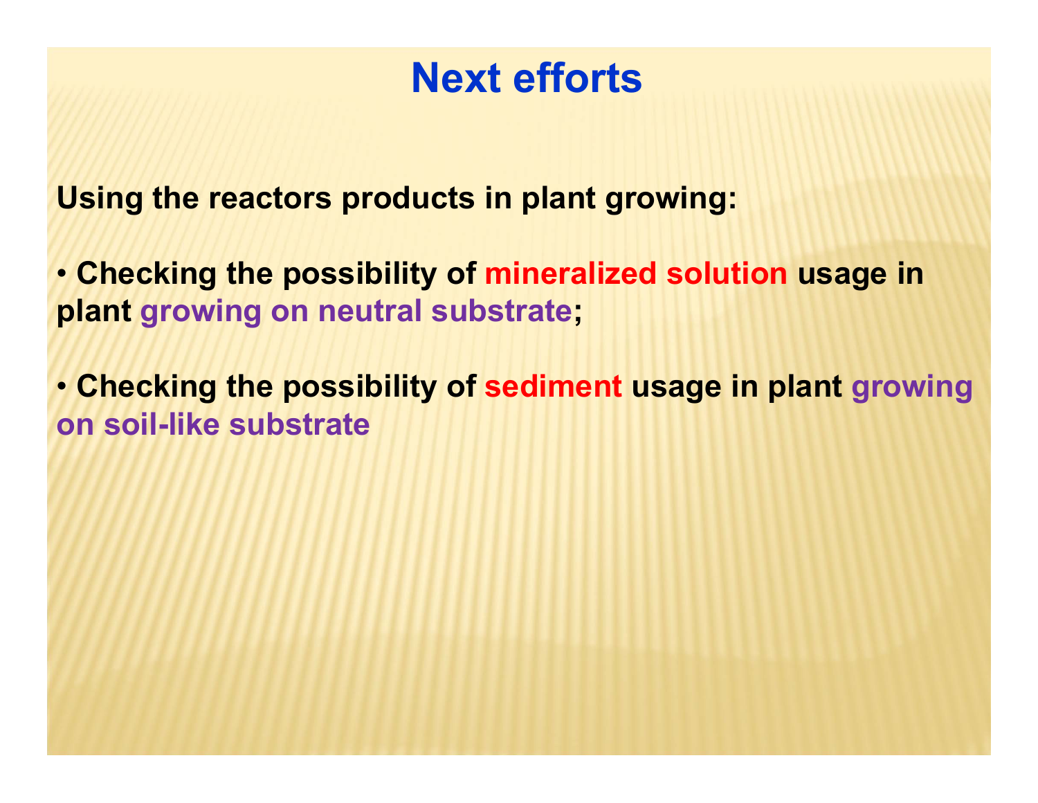# Next efforts

**Using the reactors products in plant growing:**

- **Checking the possibility of mineralized solution usage in plant growing on neutral substrate;**

- **Checking the possibility of sediment usage in plant growing on soil-like substrate**